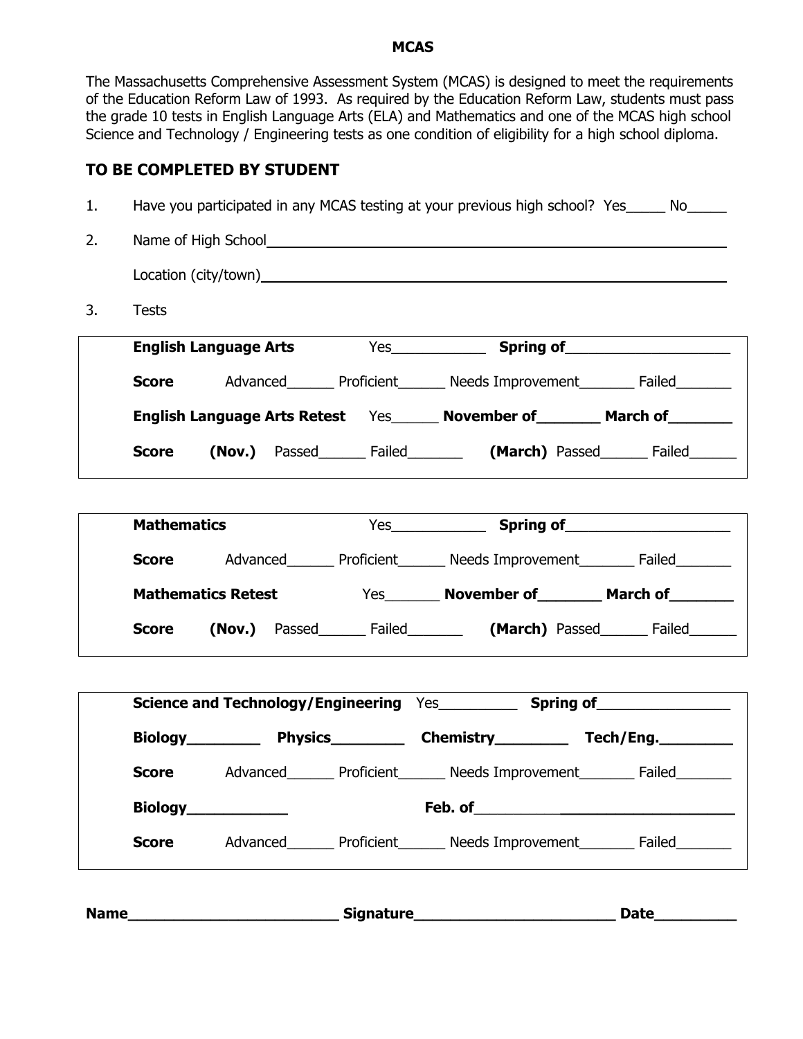# MCAS

The Massachusetts Comprehensive Assessment System (MCAS) is designed to meet the requirements of the Education Reform Law of 1993. As required by the Education Reform Law, students must pass the grade 10 tests in English Language Arts (ELA) and Mathematics and one of the MCAS high school Science and Technology / Engineering tests as one condition of eligibility for a high school diploma.

## TO BE COMPLETED BY STUDENT

1. Have you participated in any MCAS testing at your previous high school? Yes_____ No_____

2. Name of High School______________________________________________

   Location (city/town)______________________________________________

3. Tests

**English Language Arts** Yes____________ **Spring of**____________________

**Score** Advanced______ Proficient______ Needs Improvement_______ Failed_______

**English Language Arts Retest** Yes______ **November of_______ March of_______**

**Score** **(Nov.)** Passed______ Failed_______ **(March)** Passed______ Failed______

---

**Mathematics** Yes____________ **Spring of**____________________

**Score** Advanced______ Proficient______ Needs Improvement_______ Failed_______

**Mathematics Retest** Yes_______ **November of_______ March of_______**

**Score** **(Nov.)** Passed______ Failed_______ **(March)** Passed______ Failed______

---

**Science and Technology/Engineering** Yes_________ **Spring of**________________

**Biology________ Physics________ Chemistry________ Tech/Eng.________**

**Score** Advanced______ Proficient______ Needs Improvement_______ Failed_______

**Biology____________** **Feb. of______________________________**

**Score** Advanced______ Proficient______ Needs Improvement_______ Failed_______

---

**Name________________________ Signature_______________________ Date_________**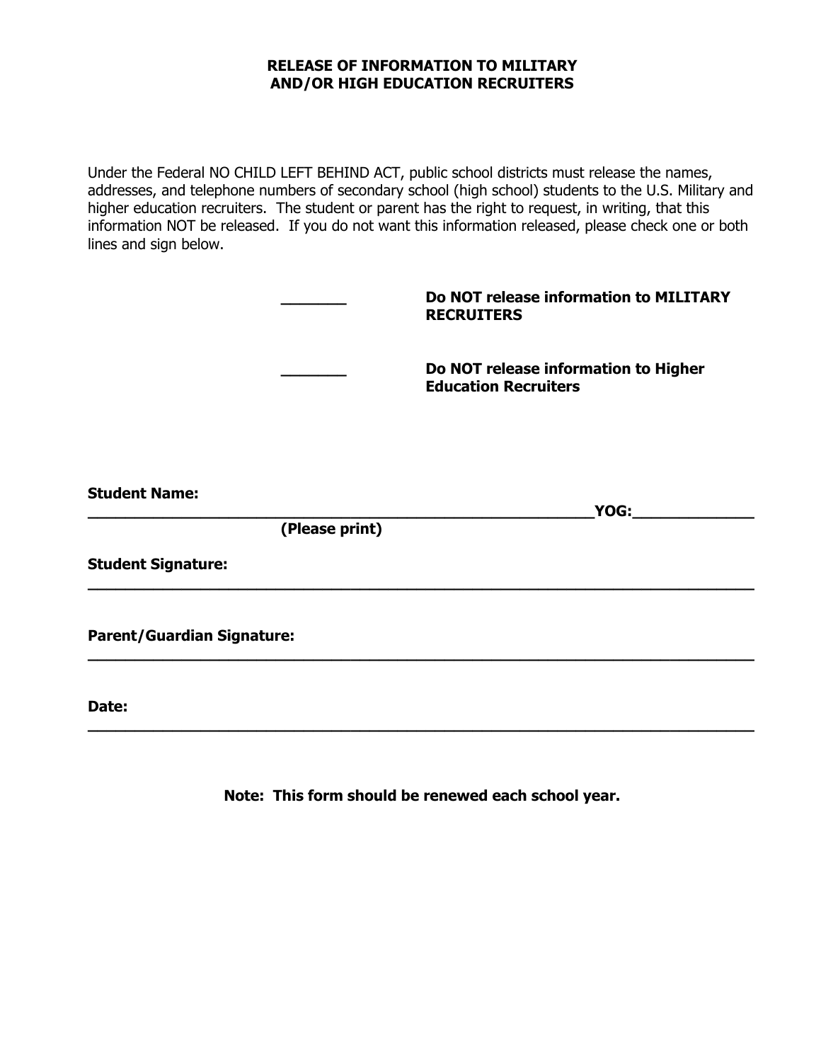**RELEASE OF INFORMATION TO MILITARY AND/OR HIGH EDUCATION RECRUITERS**

Under the Federal NO CHILD LEFT BEHIND ACT, public school districts must release the names, addresses, and telephone numbers of secondary school (high school) students to the U.S. Military and higher education recruiters. The student or parent has the right to request, in writing, that this information NOT be released. If you do not want this information released, please check one or both lines and sign below.

_______ **Do NOT release information to MILITARY RECRUITERS**

_______ **Do NOT release information to Higher Education Recruiters**

**Student Name:** ____________________________________________________________ **YOG:**______________

**(Please print)**

**Student Signature:** ____________________________________________________________

**Parent/Guardian Signature:** ____________________________________________________________

**Date:** ____________________________________________________________

**Note: This form should be renewed each school year.**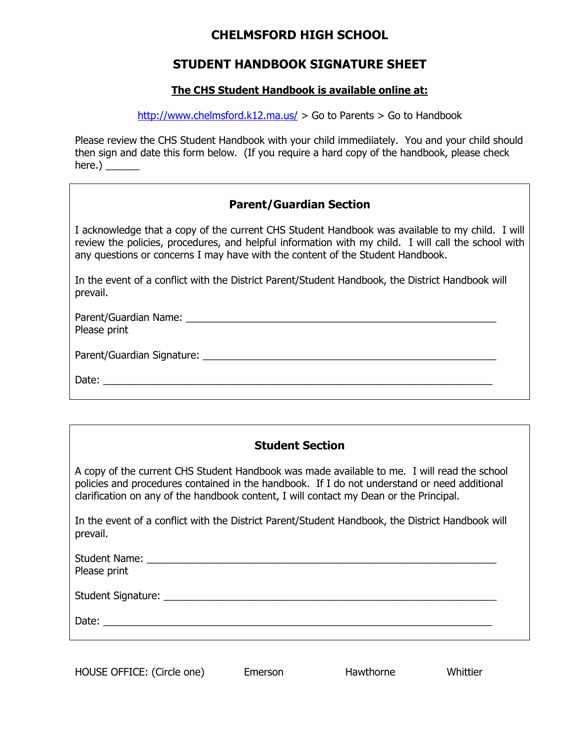# CHELMSFORD HIGH SCHOOL

## STUDENT HANDBOOK SIGNATURE SHEET

**The CHS Student Handbook is available online at:**

http://www.chelmsford.k12.ma.us/ > Go to Parents > Go to Handbook

Please review the CHS Student Handbook with your child immediiately. You and your child should then sign and date this form below. (If you require a hard copy of the handbook, please check here.) ______

### Parent/Guardian Section

I acknowledge that a copy of the current CHS Student Handbook was available to my child. I will review the policies, procedures, and helpful information with my child. I will call the school with any questions or concerns I may have with the content of the Student Handbook.

In the event of a conflict with the District Parent/Student Handbook, the District Handbook will prevail.

Parent/Guardian Name: ________________________________________________________
Please print

Parent/Guardian Signature: ____________________________________________________

Date: ______________________________________________________________________

### Student Section

A copy of the current CHS Student Handbook was made available to me. I will read the school policies and procedures contained in the handbook. If I do not understand or need additional clarification on any of the handbook content, I will contact my Dean or the Principal.

In the event of a conflict with the District Parent/Student Handbook, the District Handbook will prevail.

Student Name: ______________________________________________________________
Please print

Student Signature: ___________________________________________________________

Date: ______________________________________________________________________

HOUSE OFFICE: (Circle one) Emerson Hawthorne Whittier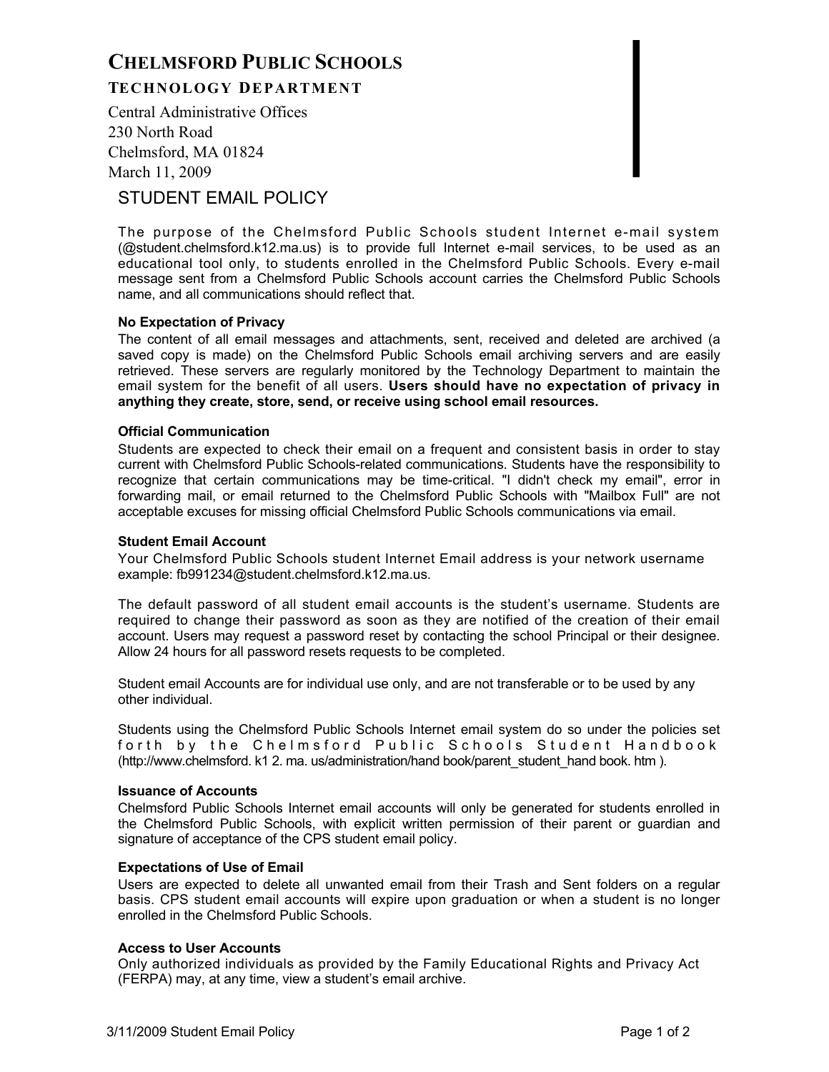# CHELMSFORD PUBLIC SCHOOLS

## TECHNOLOGY DEPARTMENT

Central Administrative Offices
230 North Road
Chelmsford, MA 01824
March 11, 2009

## STUDENT EMAIL POLICY

The purpose of the Chelmsford Public Schools student Internet e-mail system (@student.chelmsford.k12.ma.us) is to provide full Internet e-mail services, to be used as an educational tool only, to students enrolled in the Chelmsford Public Schools. Every e-mail message sent from a Chelmsford Public Schools account carries the Chelmsford Public Schools name, and all communications should reflect that.

### No Expectation of Privacy

The content of all email messages and attachments, sent, received and deleted are archived (a saved copy is made) on the Chelmsford Public Schools email archiving servers and are easily retrieved. These servers are regularly monitored by the Technology Department to maintain the email system for the benefit of all users. **Users should have no expectation of privacy in anything they create, store, send, or receive using school email resources.**

### Official Communication

Students are expected to check their email on a frequent and consistent basis in order to stay current with Chelmsford Public Schools-related communications. Students have the responsibility to recognize that certain communications may be time-critical. "I didn't check my email", error in forwarding mail, or email returned to the Chelmsford Public Schools with "Mailbox Full" are not acceptable excuses for missing official Chelmsford Public Schools communications via email.

### Student Email Account

Your Chelmsford Public Schools student Internet Email address is your network username example: fb991234@student.chelmsford.k12.ma.us.

The default password of all student email accounts is the student's username. Students are required to change their password as soon as they are notified of the creation of their email account. Users may request a password reset by contacting the school Principal or their designee. Allow 24 hours for all password resets requests to be completed.

Student email Accounts are for individual use only, and are not transferable or to be used by any other individual.

Students using the Chelmsford Public Schools Internet email system do so under the policies set forth by the Chelmsford Public Schools Student Handbook (http://www.chelmsford. k1 2. ma. us/administration/hand book/parent_student_hand book. htm ).

### Issuance of Accounts

Chelmsford Public Schools Internet email accounts will only be generated for students enrolled in the Chelmsford Public Schools, with explicit written permission of their parent or guardian and signature of acceptance of the CPS student email policy.

### Expectations of Use of Email

Users are expected to delete all unwanted email from their Trash and Sent folders on a regular basis. CPS student email accounts will expire upon graduation or when a student is no longer enrolled in the Chelmsford Public Schools.

### Access to User Accounts

Only authorized individuals as provided by the Family Educational Rights and Privacy Act (FERPA) may, at any time, view a student's email archive.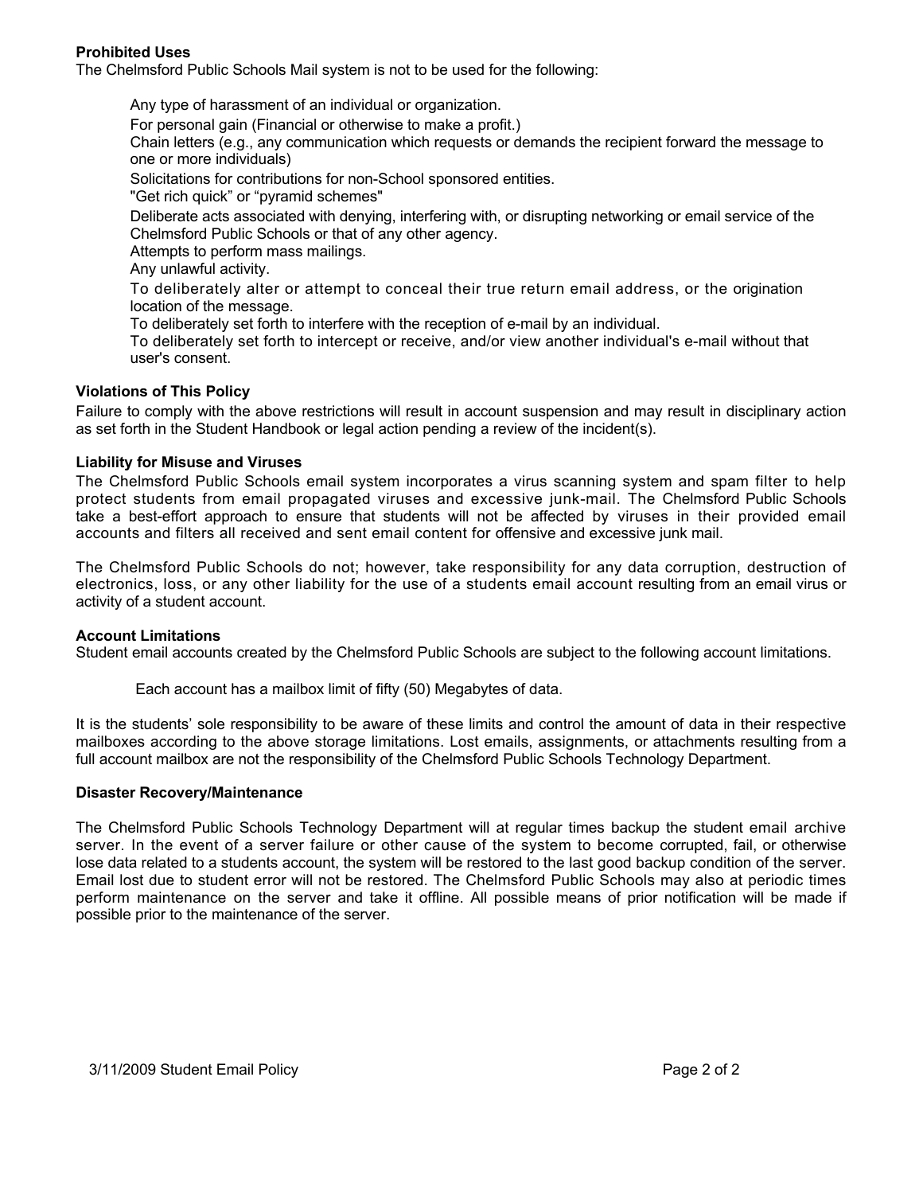### Prohibited Uses

The Chelmsford Public Schools Mail system is not to be used for the following:

- Any type of harassment of an individual or organization.
- For personal gain (Financial or otherwise to make a profit.)
- Chain letters (e.g., any communication which requests or demands the recipient forward the message to one or more individuals)
- Solicitations for contributions for non-School sponsored entities.
- "Get rich quick" or "pyramid schemes"
- Deliberate acts associated with denying, interfering with, or disrupting networking or email service of the Chelmsford Public Schools or that of any other agency.
- Attempts to perform mass mailings.
- Any unlawful activity.
- To deliberately alter or attempt to conceal their true return email address, or the origination location of the message.
- To deliberately set forth to interfere with the reception of e-mail by an individual.
- To deliberately set forth to intercept or receive, and/or view another individual's e-mail without that user's consent.

### Violations of This Policy

Failure to comply with the above restrictions will result in account suspension and may result in disciplinary action as set forth in the Student Handbook or legal action pending a review of the incident(s).

### Liability for Misuse and Viruses

The Chelmsford Public Schools email system incorporates a virus scanning system and spam filter to help protect students from email propagated viruses and excessive junk-mail. The Chelmsford Public Schools take a best-effort approach to ensure that students will not be affected by viruses in their provided email accounts and filters all received and sent email content for offensive and excessive junk mail.

The Chelmsford Public Schools do not; however, take responsibility for any data corruption, destruction of electronics, loss, or any other liability for the use of a students email account resulting from an email virus or activity of a student account.

### Account Limitations

Student email accounts created by the Chelmsford Public Schools are subject to the following account limitations.

- Each account has a mailbox limit of fifty (50) Megabytes of data.

It is the students' sole responsibility to be aware of these limits and control the amount of data in their respective mailboxes according to the above storage limitations. Lost emails, assignments, or attachments resulting from a full account mailbox are not the responsibility of the Chelmsford Public Schools Technology Department.

### Disaster Recovery/Maintenance

The Chelmsford Public Schools Technology Department will at regular times backup the student email archive server. In the event of a server failure or other cause of the system to become corrupted, fail, or otherwise lose data related to a students account, the system will be restored to the last good backup condition of the server. Email lost due to student error will not be restored. The Chelmsford Public Schools may also at periodic times perform maintenance on the server and take it offline. All possible means of prior notification will be made if possible prior to the maintenance of the server.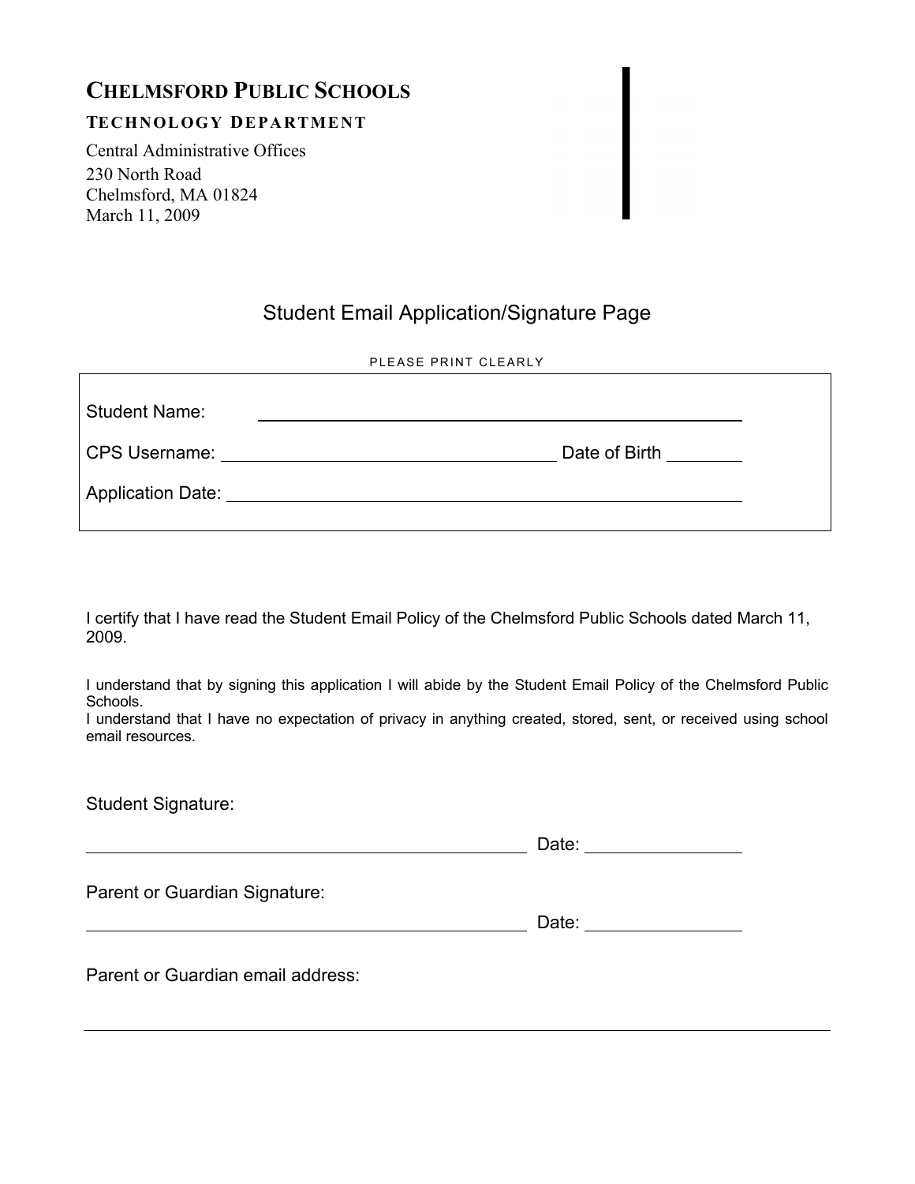## CHELMSFORD PUBLIC SCHOOLS

### TECHNOLOGY DEPARTMENT

Central Administrative Offices
230 North Road
Chelmsford, MA 01824
March 11, 2009

# Student Email Application/Signature Page

PLEASE PRINT CLEARLY

Student Name: ______________________________

CPS Username: ______________________________ Date of Birth ________

Application Date: ______________________________

I certify that I have read the Student Email Policy of the Chelmsford Public Schools dated March 11, 2009.

I understand that by signing this application I will abide by the Student Email Policy of the Chelmsford Public Schools.
I understand that I have no expectation of privacy in anything created, stored, sent, or received using school email resources.

Student Signature:

______________________________ Date: ________________

Parent or Guardian Signature:

______________________________ Date: ________________

Parent or Guardian email address:

______________________________